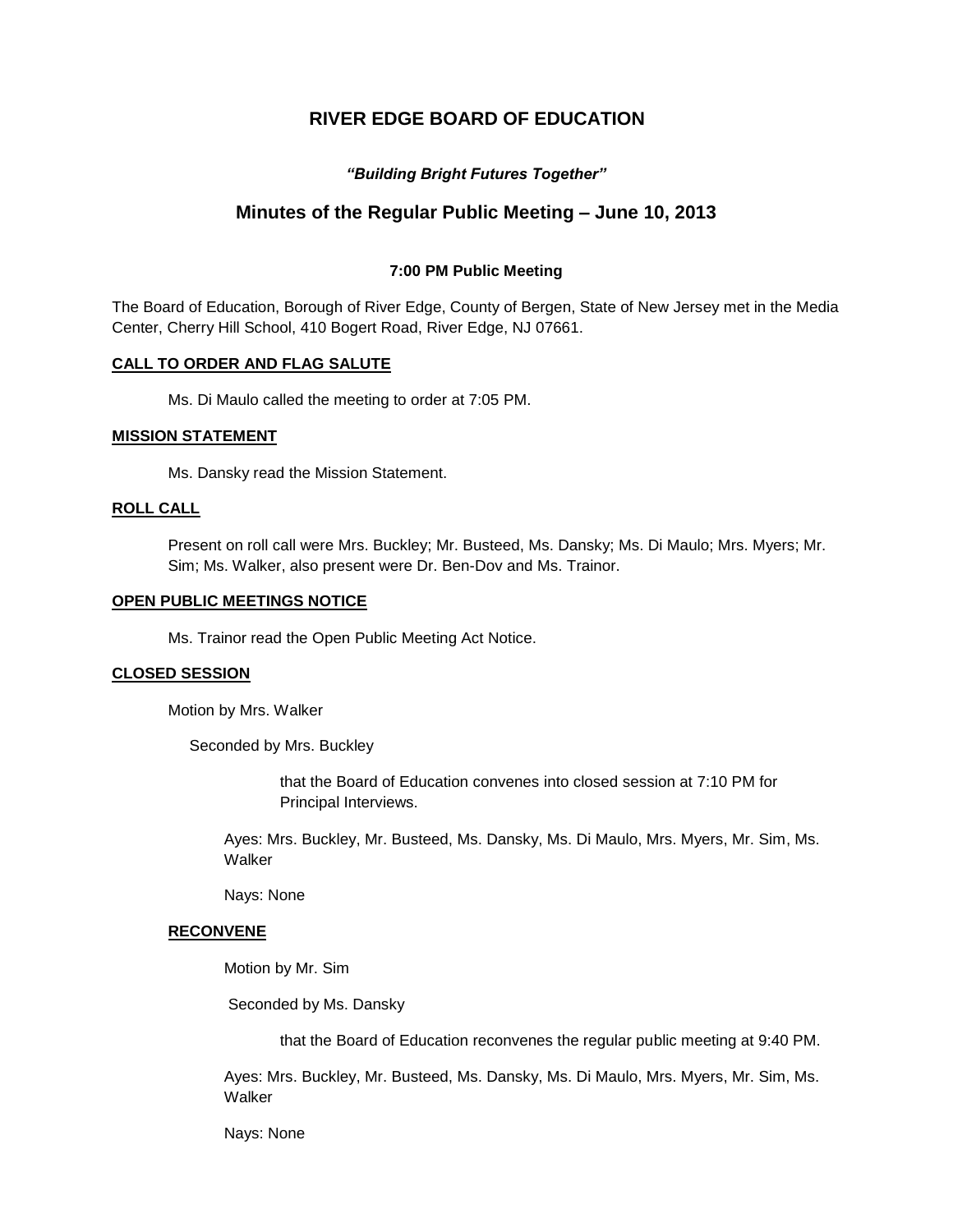# RIVER EDGE BOARD OF EDUCATION

***"Building Bright Futures Together"***

## Minutes of the Regular Public Meeting – June 10, 2013

**7:00 PM Public Meeting**

The Board of Education, Borough of River Edge, County of Bergen, State of New Jersey met in the Media Center, Cherry Hill School, 410 Bogert Road, River Edge, NJ 07661.

### CALL TO ORDER AND FLAG SALUTE

Ms. Di Maulo called the meeting to order at 7:05 PM.

### MISSION STATEMENT

Ms. Dansky read the Mission Statement.

### ROLL CALL

Present on roll call were Mrs. Buckley; Mr. Busteed, Ms. Dansky; Ms. Di Maulo; Mrs. Myers; Mr. Sim; Ms. Walker, also present were Dr. Ben-Dov and Ms. Trainor.

### OPEN PUBLIC MEETINGS NOTICE

Ms. Trainor read the Open Public Meeting Act Notice.

### CLOSED SESSION

Motion by Mrs. Walker

Seconded by Mrs. Buckley

that the Board of Education convenes into closed session at 7:10 PM for Principal Interviews.

Ayes: Mrs. Buckley, Mr. Busteed, Ms. Dansky, Ms. Di Maulo, Mrs. Myers, Mr. Sim, Ms. Walker

Nays: None

### RECONVENE

Motion by Mr. Sim

Seconded by Ms. Dansky

that the Board of Education reconvenes the regular public meeting at 9:40 PM.

Ayes: Mrs. Buckley, Mr. Busteed, Ms. Dansky, Ms. Di Maulo, Mrs. Myers, Mr. Sim, Ms. Walker

Nays: None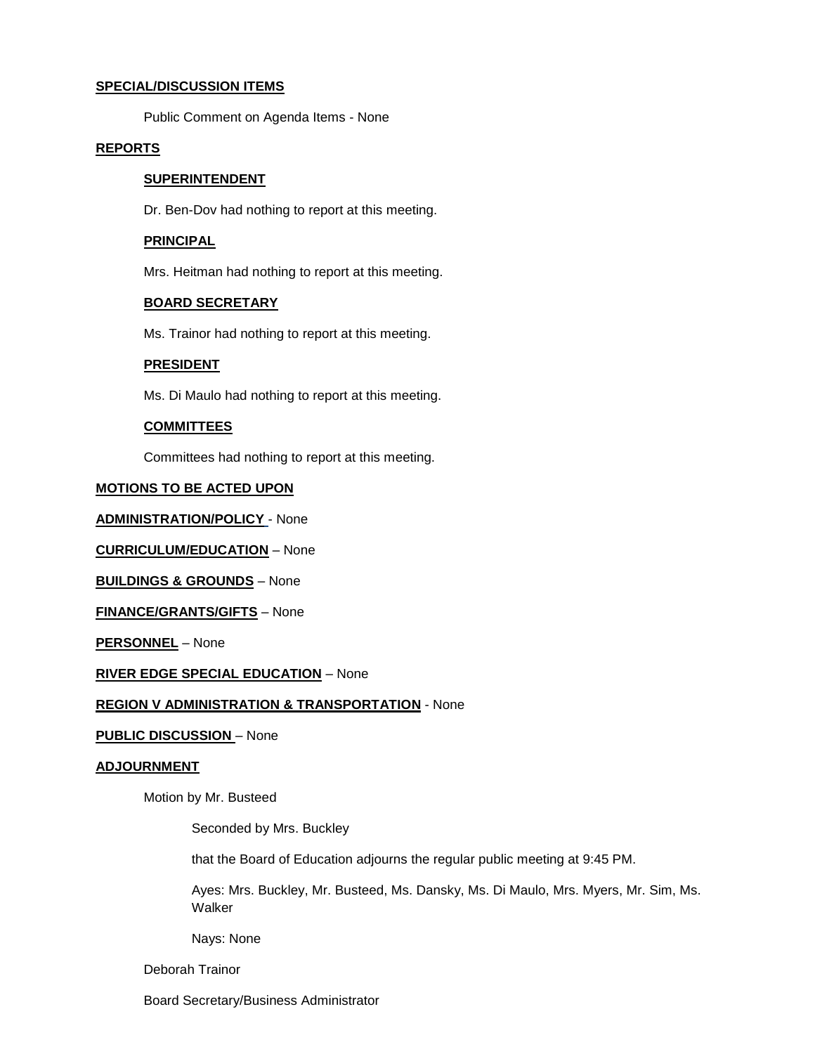**SPECIAL/DISCUSSION ITEMS**

Public Comment on Agenda Items - None

**REPORTS**

**SUPERINTENDENT**

Dr. Ben-Dov had nothing to report at this meeting.

**PRINCIPAL**

Mrs. Heitman had nothing to report at this meeting.

**BOARD SECRETARY**

Ms. Trainor had nothing to report at this meeting.

**PRESIDENT**

Ms. Di Maulo had nothing to report at this meeting.

**COMMITTEES**

Committees had nothing to report at this meeting.

**MOTIONS TO BE ACTED UPON**

**ADMINISTRATION/POLICY** - None

**CURRICULUM/EDUCATION** – None

**BUILDINGS & GROUNDS** – None

**FINANCE/GRANTS/GIFTS** – None

**PERSONNEL** – None

**RIVER EDGE SPECIAL EDUCATION** – None

**REGION V ADMINISTRATION & TRANSPORTATION** - None

**PUBLIC DISCUSSION** – None

**ADJOURNMENT**

Motion by Mr. Busteed

Seconded by Mrs. Buckley

that the Board of Education adjourns the regular public meeting at 9:45 PM.

Ayes: Mrs. Buckley, Mr. Busteed, Ms. Dansky, Ms. Di Maulo, Mrs. Myers, Mr. Sim, Ms. Walker

Nays: None

Deborah Trainor

Board Secretary/Business Administrator